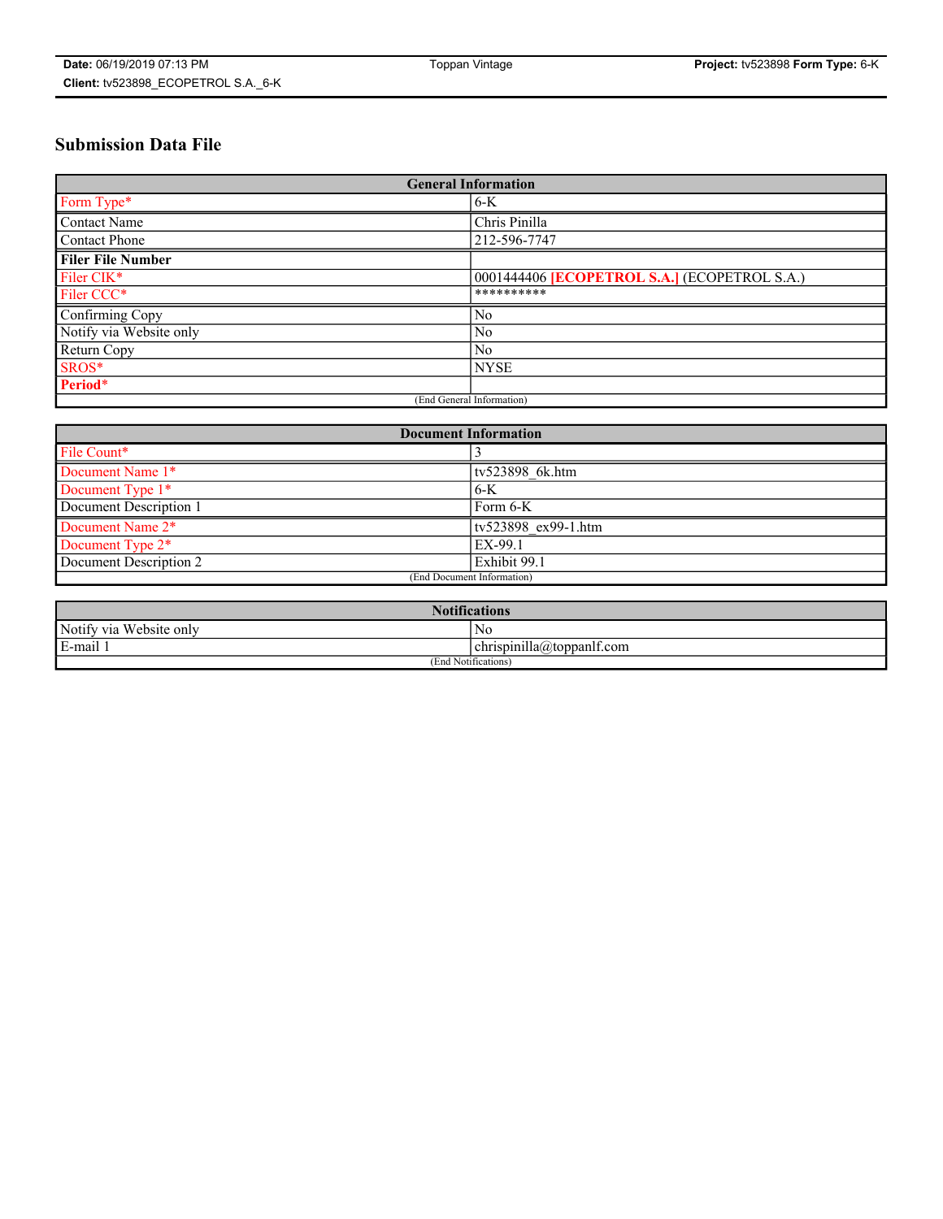# Submission Data File

| General Information | |
|---|---|
| Form Type* | 6-K |
| Contact Name | Chris Pinilla |
| Contact Phone | 212-596-7747 |
| **Filer File Number** | |
| Filer CIK* | 0001444406 **[ECOPETROL S.A.]** (ECOPETROL S.A.) |
| Filer CCC* | ********** |
| Confirming Copy | No |
| Notify via Website only | No |
| Return Copy | No |
| SROS* | NYSE |
| **Period*** | |
| (End General Information) | |

| Document Information | |
|---|---|
| File Count* | 3 |
| Document Name 1* | tv523898_6k.htm |
| Document Type 1* | 6-K |
| Document Description 1 | Form 6-K |
| Document Name 2* | tv523898_ex99-1.htm |
| Document Type 2* | EX-99.1 |
| Document Description 2 | Exhibit 99.1 |
| (End Document Information) | |

| Notifications | |
|---|---|
| Notify via Website only | No |
| E-mail 1 | chrispinilla@toppanlf.com |
| (End Notifications) | |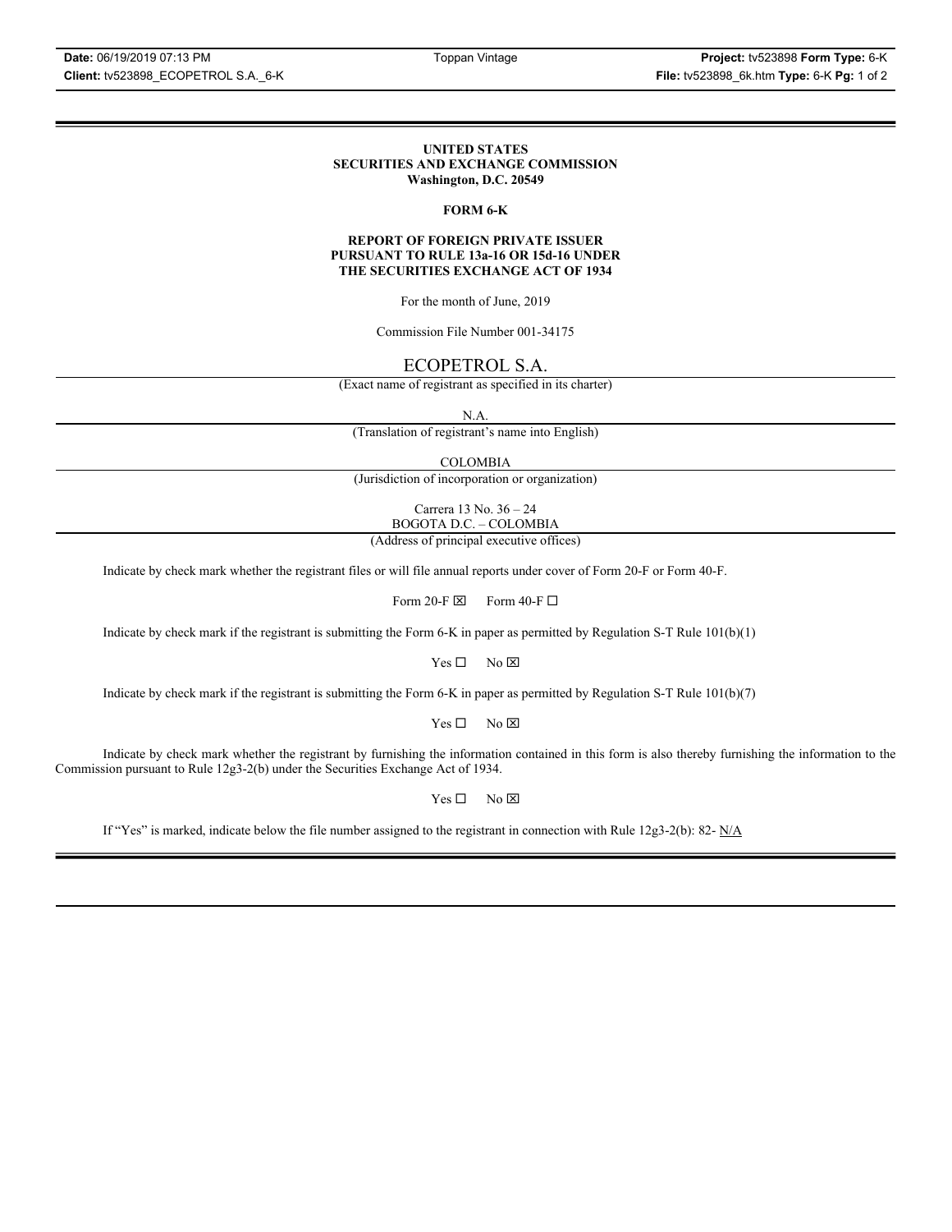**UNITED STATES**
**SECURITIES AND EXCHANGE COMMISSION**
**Washington, D.C. 20549**

**FORM 6-K**

**REPORT OF FOREIGN PRIVATE ISSUER**
**PURSUANT TO RULE 13a-16 OR 15d-16 UNDER**
**THE SECURITIES EXCHANGE ACT OF 1934**

For the month of June, 2019

Commission File Number 001-34175

ECOPETROL S.A.

(Exact name of registrant as specified in its charter)

N.A.

(Translation of registrant's name into English)

COLOMBIA

(Jurisdiction of incorporation or organization)

Carrera 13 No. 36 – 24
BOGOTA D.C. – COLOMBIA

(Address of principal executive offices)

Indicate by check mark whether the registrant files or will file annual reports under cover of Form 20-F or Form 40-F.

Form 20-F ☒ Form 40-F ☐

Indicate by check mark if the registrant is submitting the Form 6-K in paper as permitted by Regulation S-T Rule 101(b)(1)

Yes ☐ No ☒

Indicate by check mark if the registrant is submitting the Form 6-K in paper as permitted by Regulation S-T Rule 101(b)(7)

Yes ☐ No ☒

Indicate by check mark whether the registrant by furnishing the information contained in this form is also thereby furnishing the information to the Commission pursuant to Rule 12g3-2(b) under the Securities Exchange Act of 1934.

Yes ☐ No ☒

If "Yes" is marked, indicate below the file number assigned to the registrant in connection with Rule 12g3-2(b): 82- N/A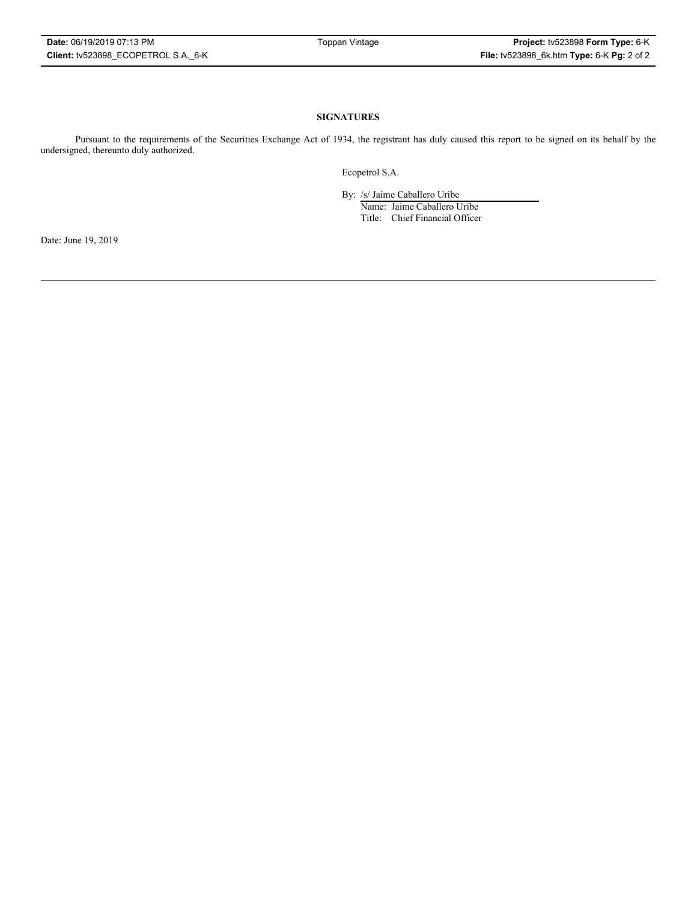**SIGNATURES**

Pursuant to the requirements of the Securities Exchange Act of 1934, the registrant has duly caused this report to be signed on its behalf by the undersigned, thereunto duly authorized.

Ecopetrol S.A.

By: /s/ Jaime Caballero Uribe
Name: Jaime Caballero Uribe
Title: Chief Financial Officer

Date: June 19, 2019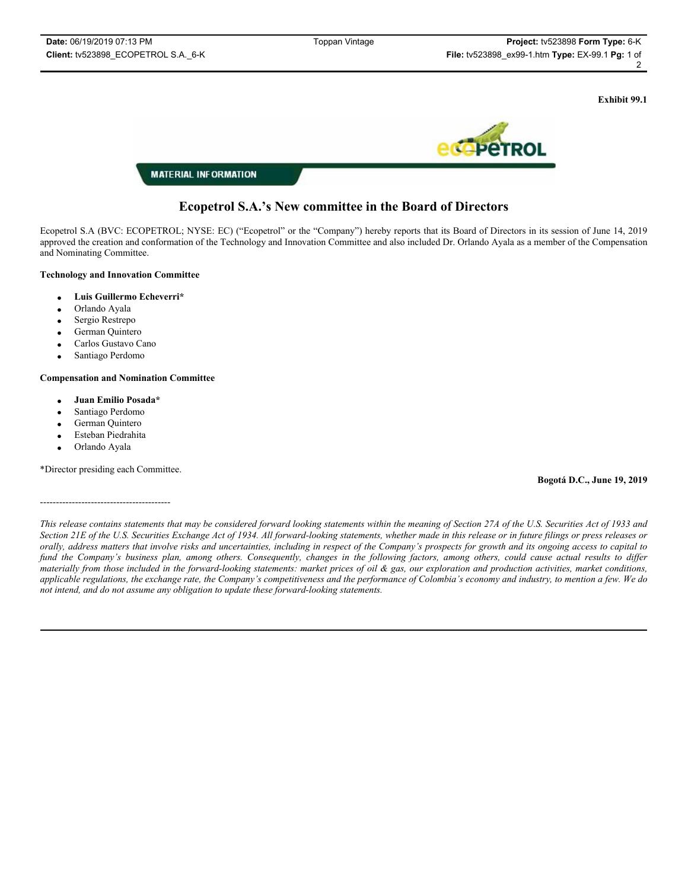**Exhibit 99.1**

MATERIAL INFORMATION

# Ecopetrol S.A.'s New committee in the Board of Directors

Ecopetrol S.A (BVC: ECOPETROL; NYSE: EC) ("Ecopetrol" or the "Company") hereby reports that its Board of Directors in its session of June 14, 2019 approved the creation and conformation of the Technology and Innovation Committee and also included Dr. Orlando Ayala as a member of the Compensation and Nominating Committee.

**Technology and Innovation Committee**

- **Luis Guillermo Echeverri***
- Orlando Ayala
- Sergio Restrepo
- German Quintero
- Carlos Gustavo Cano
- Santiago Perdomo

**Compensation and Nomination Committee**

- **Juan Emilio Posada***
- Santiago Perdomo
- German Quintero
- Esteban Piedrahita
- Orlando Ayala

*Director presiding each Committee.

**Bogotá D.C., June 19, 2019**

-----------------------------------------

*This release contains statements that may be considered forward looking statements within the meaning of Section 27A of the U.S. Securities Act of 1933 and Section 21E of the U.S. Securities Exchange Act of 1934. All forward-looking statements, whether made in this release or in future filings or press releases or orally, address matters that involve risks and uncertainties, including in respect of the Company's prospects for growth and its ongoing access to capital to fund the Company's business plan, among others. Consequently, changes in the following factors, among others, could cause actual results to differ materially from those included in the forward-looking statements: market prices of oil & gas, our exploration and production activities, market conditions, applicable regulations, the exchange rate, the Company's competitiveness and the performance of Colombia's economy and industry, to mention a few. We do not intend, and do not assume any obligation to update these forward-looking statements.*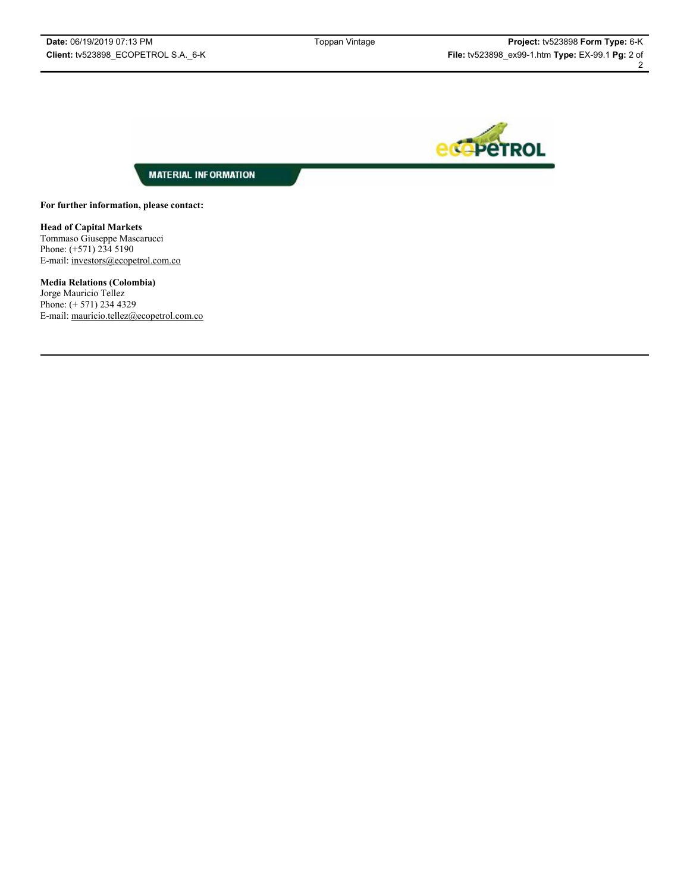**MATERIAL INFORMATION**

**For further information, please contact:**

**Head of Capital Markets**
Tommaso Giuseppe Mascarucci
Phone: (+571) 234 5190
E-mail: investors@ecopetrol.com.co

**Media Relations (Colombia)**
Jorge Mauricio Tellez
Phone: (+ 571) 234 4329
E-mail: mauricio.tellez@ecopetrol.com.co